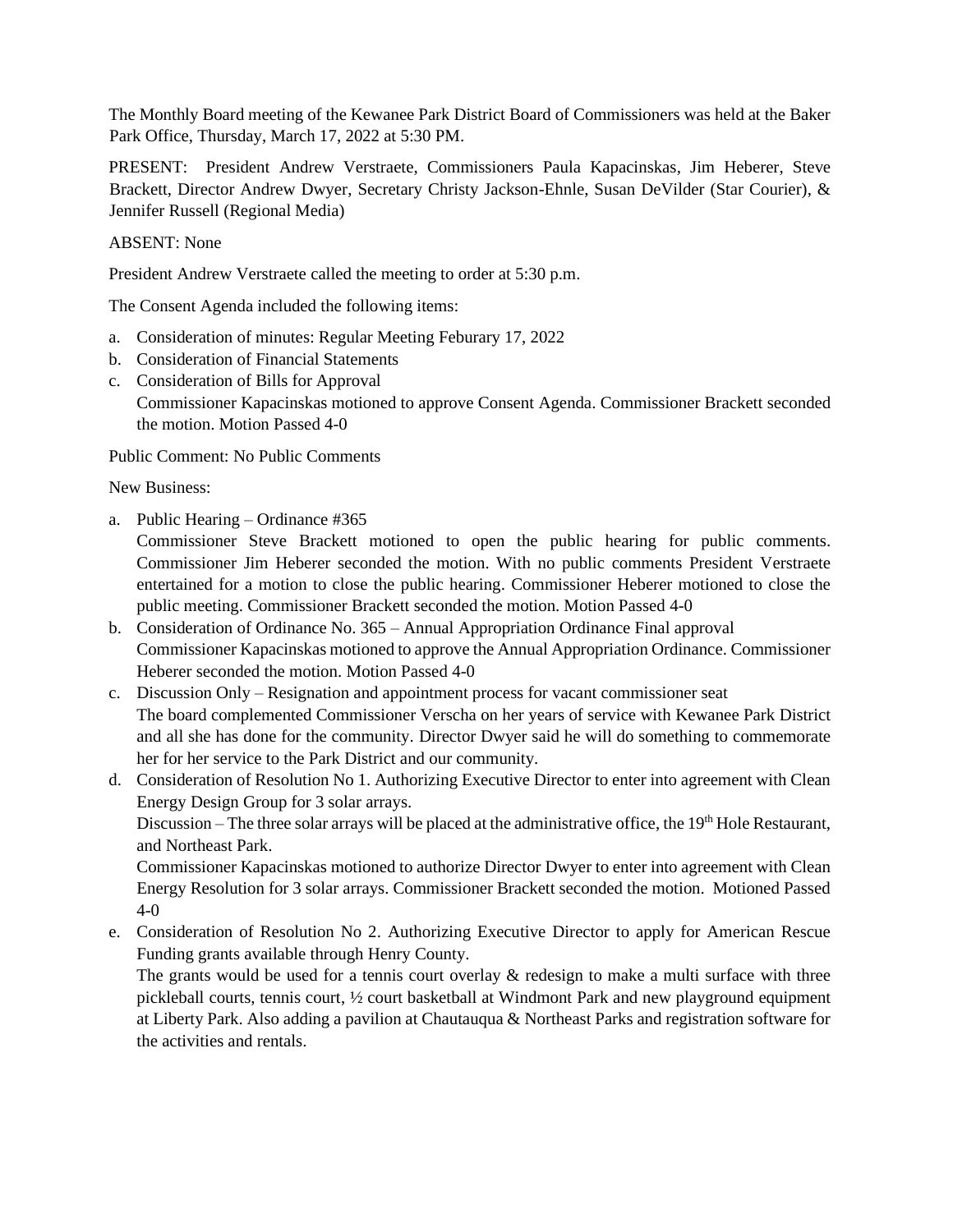The Monthly Board meeting of the Kewanee Park District Board of Commissioners was held at the Baker Park Office, Thursday, March 17, 2022 at 5:30 PM.

PRESENT: President Andrew Verstraete, Commissioners Paula Kapacinskas, Jim Heberer, Steve Brackett, Director Andrew Dwyer, Secretary Christy Jackson-Ehnle, Susan DeVilder (Star Courier), & Jennifer Russell (Regional Media)

ABSENT: None

President Andrew Verstraete called the meeting to order at 5:30 p.m.

The Consent Agenda included the following items:

a. Consideration of minutes: Regular Meeting Feburary 17, 2022
b. Consideration of Financial Statements
c. Consideration of Bills for Approval
   Commissioner Kapacinskas motioned to approve Consent Agenda. Commissioner Brackett seconded the motion. Motion Passed 4-0

Public Comment: No Public Comments

New Business:

a. Public Hearing – Ordinance #365
   Commissioner Steve Brackett motioned to open the public hearing for public comments. Commissioner Jim Heberer seconded the motion. With no public comments President Verstraete entertained for a motion to close the public hearing. Commissioner Heberer motioned to close the public meeting. Commissioner Brackett seconded the motion. Motion Passed 4-0
b. Consideration of Ordinance No. 365 – Annual Appropriation Ordinance Final approval
   Commissioner Kapacinskas motioned to approve the Annual Appropriation Ordinance. Commissioner Heberer seconded the motion. Motion Passed 4-0
c. Discussion Only – Resignation and appointment process for vacant commissioner seat
   The board complemented Commissioner Verscha on her years of service with Kewanee Park District and all she has done for the community. Director Dwyer said he will do something to commemorate her for her service to the Park District and our community.
d. Consideration of Resolution No 1. Authorizing Executive Director to enter into agreement with Clean Energy Design Group for 3 solar arrays.
   Discussion – The three solar arrays will be placed at the administrative office, the 19th Hole Restaurant, and Northeast Park.
   Commissioner Kapacinskas motioned to authorize Director Dwyer to enter into agreement with Clean Energy Resolution for 3 solar arrays. Commissioner Brackett seconded the motion. Motioned Passed 4-0
e. Consideration of Resolution No 2. Authorizing Executive Director to apply for American Rescue Funding grants available through Henry County.
   The grants would be used for a tennis court overlay & redesign to make a multi surface with three pickleball courts, tennis court, ½ court basketball at Windmont Park and new playground equipment at Liberty Park. Also adding a pavilion at Chautauqua & Northeast Parks and registration software for the activities and rentals.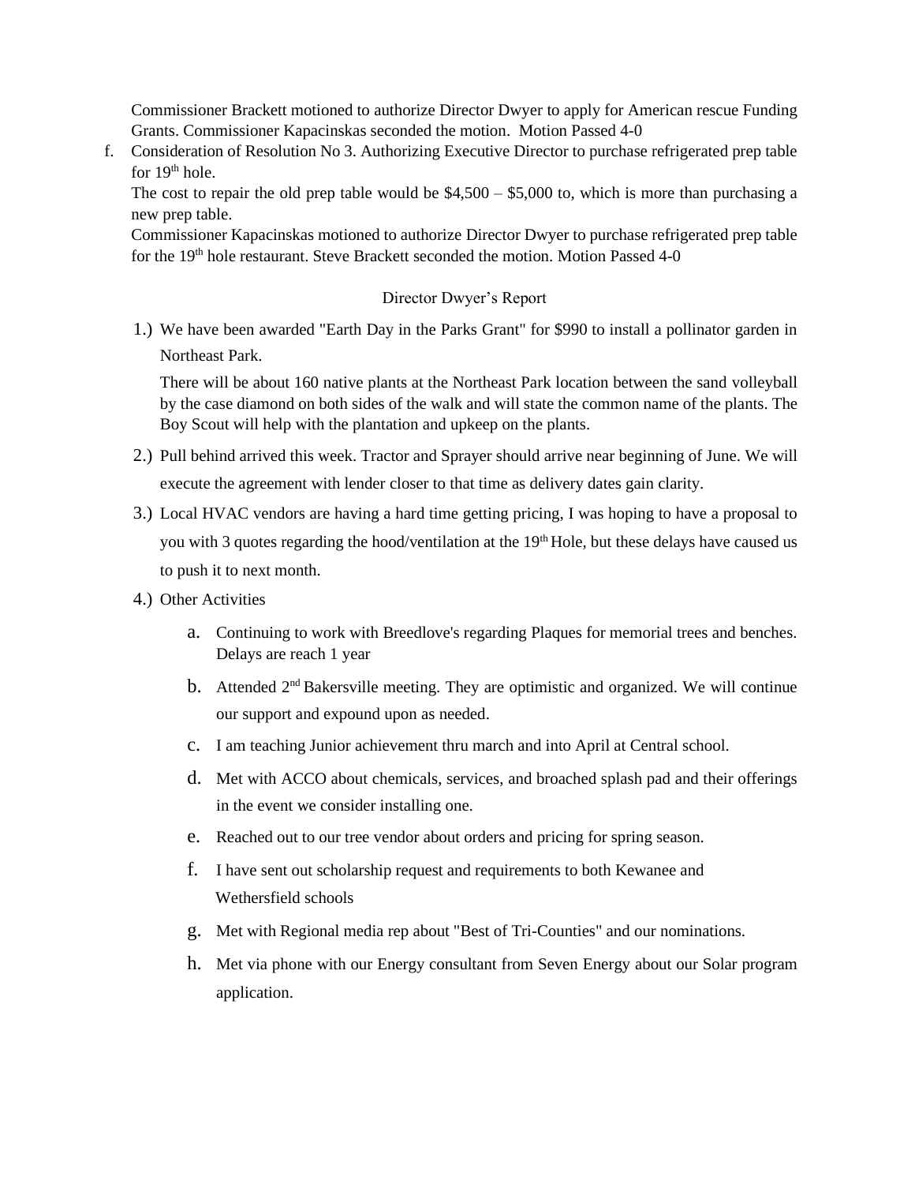Commissioner Brackett motioned to authorize Director Dwyer to apply for American rescue Funding Grants. Commissioner Kapacinskas seconded the motion. Motion Passed 4-0

f. Consideration of Resolution No 3. Authorizing Executive Director to purchase refrigerated prep table for 19th hole.
   The cost to repair the old prep table would be $4,500 – $5,000 to, which is more than purchasing a new prep table.
   Commissioner Kapacinskas motioned to authorize Director Dwyer to purchase refrigerated prep table for the 19th hole restaurant. Steve Brackett seconded the motion. Motion Passed 4-0

Director Dwyer's Report

1.) We have been awarded "Earth Day in the Parks Grant" for $990 to install a pollinator garden in Northeast Park.
   There will be about 160 native plants at the Northeast Park location between the sand volleyball by the case diamond on both sides of the walk and will state the common name of the plants. The Boy Scout will help with the plantation and upkeep on the plants.
2.) Pull behind arrived this week. Tractor and Sprayer should arrive near beginning of June. We will execute the agreement with lender closer to that time as delivery dates gain clarity.
3.) Local HVAC vendors are having a hard time getting pricing, I was hoping to have a proposal to you with 3 quotes regarding the hood/ventilation at the 19th Hole, but these delays have caused us to push it to next month.
4.) Other Activities
   a. Continuing to work with Breedlove's regarding Plaques for memorial trees and benches. Delays are reach 1 year
   b. Attended 2nd Bakersville meeting. They are optimistic and organized. We will continue our support and expound upon as needed.
   c. I am teaching Junior achievement thru march and into April at Central school.
   d. Met with ACCO about chemicals, services, and broached splash pad and their offerings in the event we consider installing one.
   e. Reached out to our tree vendor about orders and pricing for spring season.
   f. I have sent out scholarship request and requirements to both Kewanee and Wethersfield schools
   g. Met with Regional media rep about "Best of Tri-Counties" and our nominations.
   h. Met via phone with our Energy consultant from Seven Energy about our Solar program application.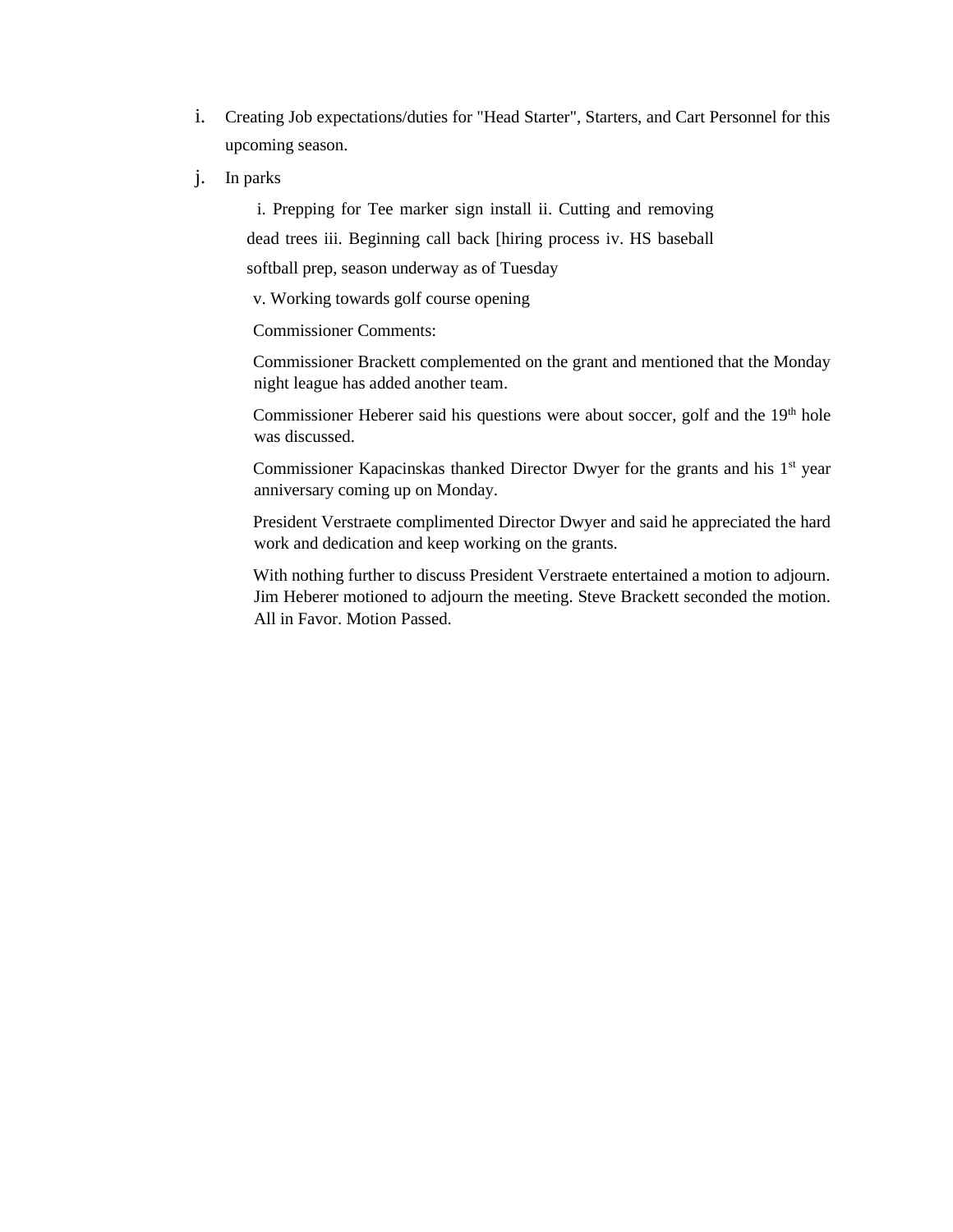i. Creating Job expectations/duties for "Head Starter", Starters, and Cart Personnel for this upcoming season.

j. In parks

i. Prepping for Tee marker sign install ii. Cutting and removing dead trees iii. Beginning call back [hiring process iv. HS baseball softball prep, season underway as of Tuesday

v. Working towards golf course opening

Commissioner Comments:

Commissioner Brackett complemented on the grant and mentioned that the Monday night league has added another team.

Commissioner Heberer said his questions were about soccer, golf and the 19th hole was discussed.

Commissioner Kapacinskas thanked Director Dwyer for the grants and his 1st year anniversary coming up on Monday.

President Verstraete complimented Director Dwyer and said he appreciated the hard work and dedication and keep working on the grants.

With nothing further to discuss President Verstraete entertained a motion to adjourn. Jim Heberer motioned to adjourn the meeting. Steve Brackett seconded the motion. All in Favor. Motion Passed.